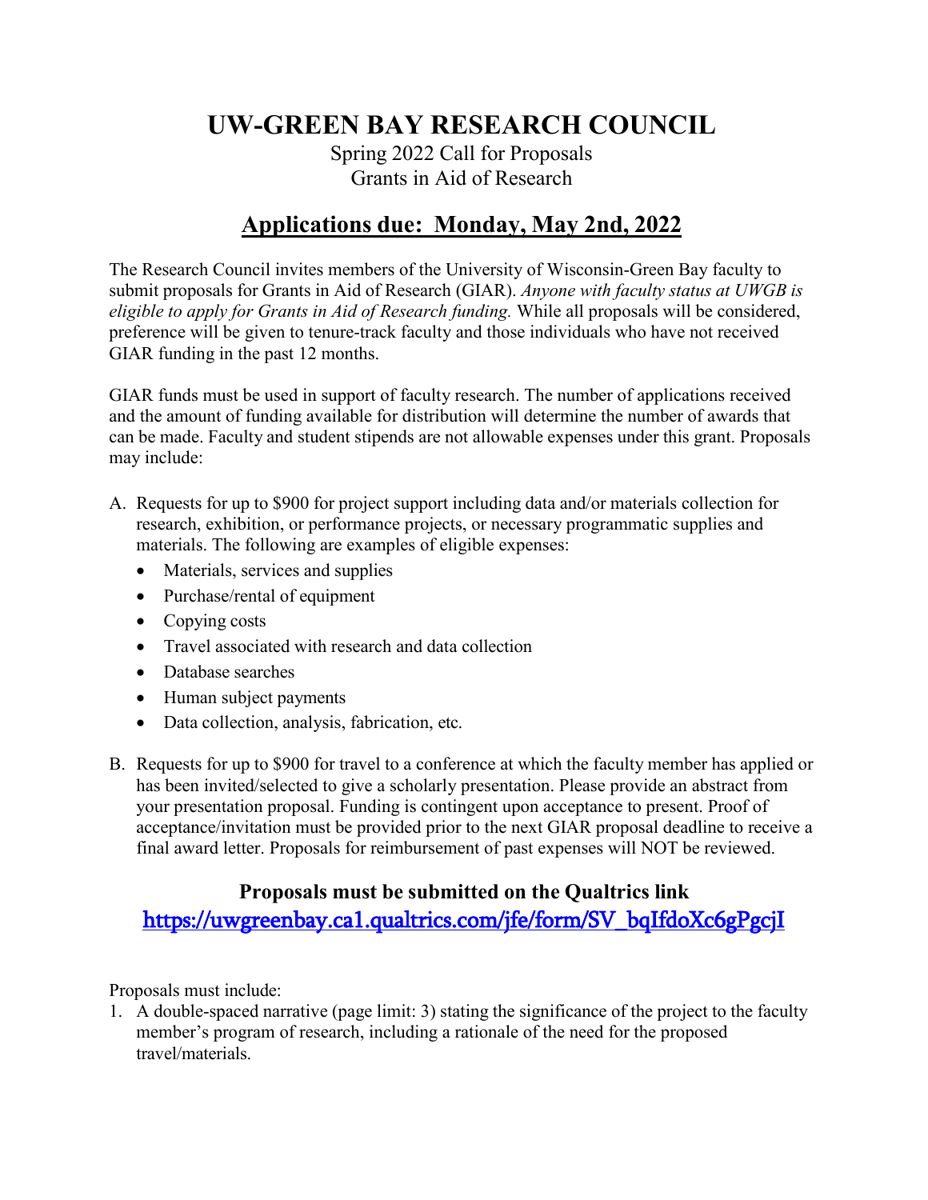# UW-GREEN BAY RESEARCH COUNCIL

Spring 2022 Call for Proposals
Grants in Aid of Research

## Applications due: Monday, May 2nd, 2022

The Research Council invites members of the University of Wisconsin-Green Bay faculty to submit proposals for Grants in Aid of Research (GIAR). *Anyone with faculty status at UWGB is eligible to apply for Grants in Aid of Research funding.* While all proposals will be considered, preference will be given to tenure-track faculty and those individuals who have not received GIAR funding in the past 12 months.

GIAR funds must be used in support of faculty research. The number of applications received and the amount of funding available for distribution will determine the number of awards that can be made. Faculty and student stipends are not allowable expenses under this grant. Proposals may include:

A. Requests for up to $900 for project support including data and/or materials collection for research, exhibition, or performance projects, or necessary programmatic supplies and materials. The following are examples of eligible expenses:
   - Materials, services and supplies
   - Purchase/rental of equipment
   - Copying costs
   - Travel associated with research and data collection
   - Database searches
   - Human subject payments
   - Data collection, analysis, fabrication, etc.

B. Requests for up to $900 for travel to a conference at which the faculty member has applied or has been invited/selected to give a scholarly presentation. Please provide an abstract from your presentation proposal. Funding is contingent upon acceptance to present. Proof of acceptance/invitation must be provided prior to the next GIAR proposal deadline to receive a final award letter. Proposals for reimbursement of past expenses will NOT be reviewed.

**Proposals must be submitted on the Qualtrics link**
[https://uwgreenbay.ca1.qualtrics.com/jfe/form/SV_bqIfdoXc6gPgcjI](https://uwgreenbay.ca1.qualtrics.com/jfe/form/SV_bqIfdoXc6gPgcjI)

Proposals must include:

1. A double-spaced narrative (page limit: 3) stating the significance of the project to the faculty member's program of research, including a rationale of the need for the proposed travel/materials.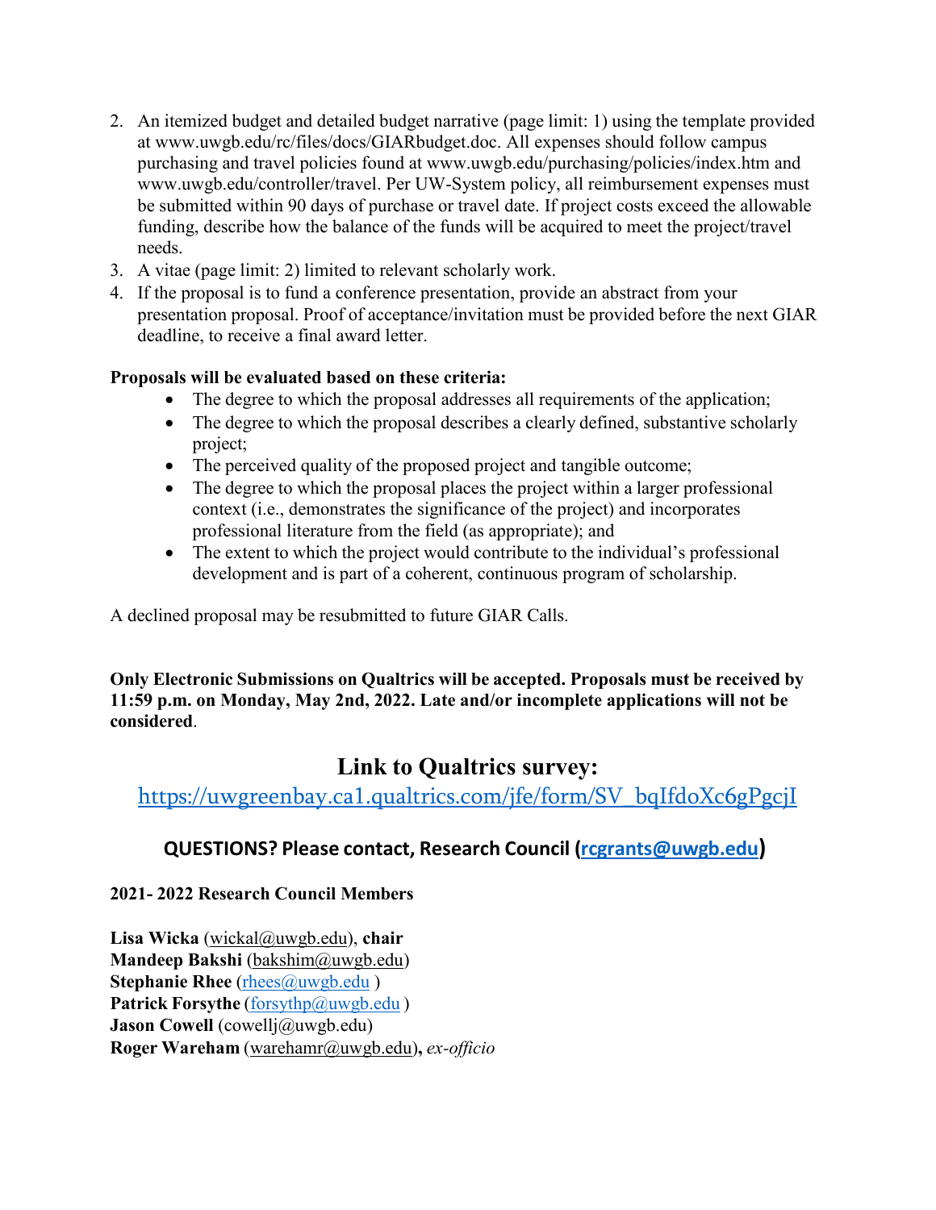2. An itemized budget and detailed budget narrative (page limit: 1) using the template provided at www.uwgb.edu/rc/files/docs/GIARbudget.doc. All expenses should follow campus purchasing and travel policies found at www.uwgb.edu/purchasing/policies/index.htm and www.uwgb.edu/controller/travel. Per UW-System policy, all reimbursement expenses must be submitted within 90 days of purchase or travel date. If project costs exceed the allowable funding, describe how the balance of the funds will be acquired to meet the project/travel needs.
3. A vitae (page limit: 2) limited to relevant scholarly work.
4. If the proposal is to fund a conference presentation, provide an abstract from your presentation proposal. Proof of acceptance/invitation must be provided before the next GIAR deadline, to receive a final award letter.

**Proposals will be evaluated based on these criteria:**

- The degree to which the proposal addresses all requirements of the application;
- The degree to which the proposal describes a clearly defined, substantive scholarly project;
- The perceived quality of the proposed project and tangible outcome;
- The degree to which the proposal places the project within a larger professional context (i.e., demonstrates the significance of the project) and incorporates professional literature from the field (as appropriate); and
- The extent to which the project would contribute to the individual's professional development and is part of a coherent, continuous program of scholarship.

A declined proposal may be resubmitted to future GIAR Calls.

**Only Electronic Submissions on Qualtrics will be accepted. Proposals must be received by 11:59 p.m. on Monday, May 2nd, 2022. Late and/or incomplete applications will not be considered**.

## Link to Qualtrics survey:

https://uwgreenbay.ca1.qualtrics.com/jfe/form/SV_bqIfdoXc6gPgcjI

### QUESTIONS? Please contact, Research Council (rcgrants@uwgb.edu)

**2021- 2022 Research Council Members**

**Lisa Wicka** (wickal@uwgb.edu), **chair**
**Mandeep Bakshi** (bakshim@uwgb.edu)
**Stephanie Rhee** (rhees@uwgb.edu )
**Patrick Forsythe** (forsythp@uwgb.edu )
**Jason Cowell** (cowellj@uwgb.edu)
**Roger Wareham** (warehamr@uwgb.edu)**,** *ex-officio*